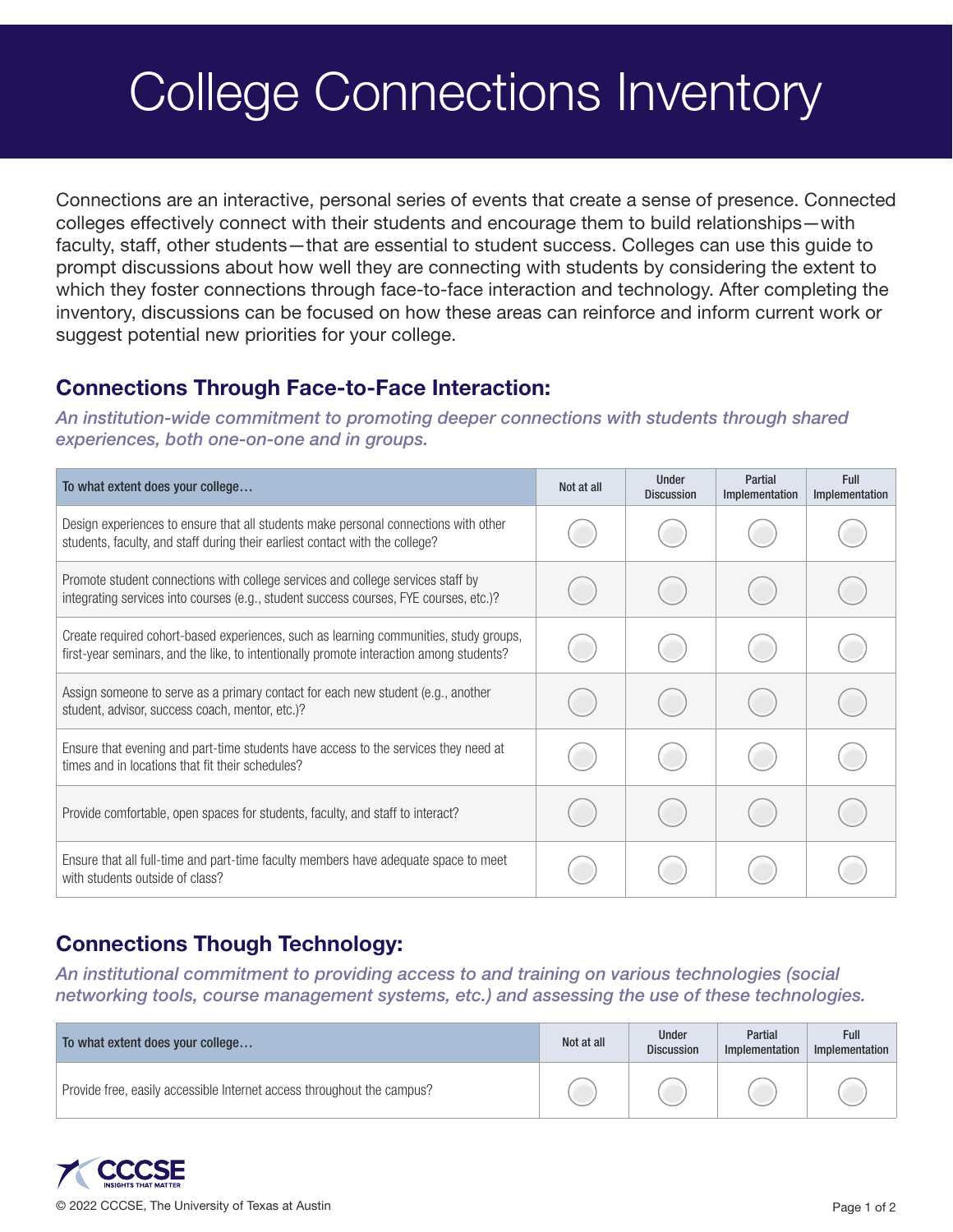# College Connections Inventory

Connections are an interactive, personal series of events that create a sense of presence. Connected colleges effectively connect with their students and encourage them to build relationships—with faculty, staff, other students—that are essential to student success. Colleges can use this guide to prompt discussions about how well they are connecting with students by considering the extent to which they foster connections through face-to-face interaction and technology. After completing the inventory, discussions can be focused on how these areas can reinforce and inform current work or suggest potential new priorities for your college.

## Connections Through Face-to-Face Interaction:

*An institution-wide commitment to promoting deeper connections with students through shared experiences, both one-on-one and in groups.*

| To what extent does your college… | Not at all | Under Discussion | Partial Implementation | Full Implementation |
|---|---|---|---|---|
| Design experiences to ensure that all students make personal connections with other students, faculty, and staff during their earliest contact with the college? | ○ | ○ | ○ | ○ |
| Promote student connections with college services and college services staff by integrating services into courses (e.g., student success courses, FYE courses, etc.)? | ○ | ○ | ○ | ○ |
| Create required cohort-based experiences, such as learning communities, study groups, first-year seminars, and the like, to intentionally promote interaction among students? | ○ | ○ | ○ | ○ |
| Assign someone to serve as a primary contact for each new student (e.g., another student, advisor, success coach, mentor, etc.)? | ○ | ○ | ○ | ○ |
| Ensure that evening and part-time students have access to the services they need at times and in locations that fit their schedules? | ○ | ○ | ○ | ○ |
| Provide comfortable, open spaces for students, faculty, and staff to interact? | ○ | ○ | ○ | ○ |
| Ensure that all full-time and part-time faculty members have adequate space to meet with students outside of class? | ○ | ○ | ○ | ○ |

## Connections Though Technology:

*An institutional commitment to providing access to and training on various technologies (social networking tools, course management systems, etc.) and assessing the use of these technologies.*

| To what extent does your college… | Not at all | Under Discussion | Partial Implementation | Full Implementation |
|---|---|---|---|---|
| Provide free, easily accessible Internet access throughout the campus? | ○ | ○ | ○ | ○ |

CCCSE INSIGHTS THAT MATTER

© 2022 CCCSE, The University of Texas at Austin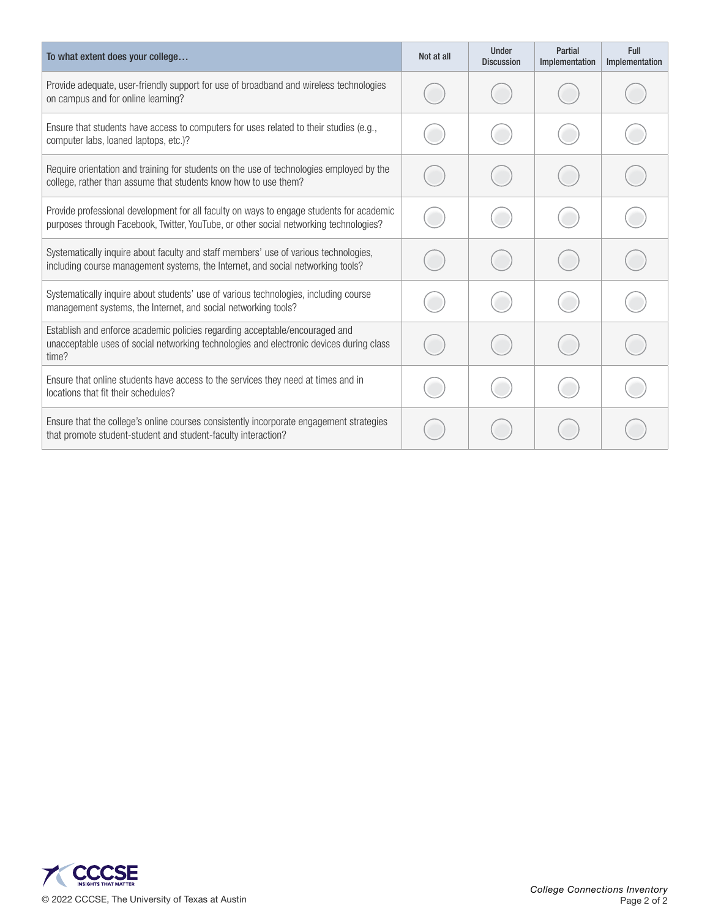| To what extent does your college… | Not at all | Under Discussion | Partial Implementation | Full Implementation |
|---|---|---|---|---|
| Provide adequate, user-friendly support for use of broadband and wireless technologies on campus and for online learning? | | | | |
| Ensure that students have access to computers for uses related to their studies (e.g., computer labs, loaned laptops, etc.)? | | | | |
| Require orientation and training for students on the use of technologies employed by the college, rather than assume that students know how to use them? | | | | |
| Provide professional development for all faculty on ways to engage students for academic purposes through Facebook, Twitter, YouTube, or other social networking technologies? | | | | |
| Systematically inquire about faculty and staff members' use of various technologies, including course management systems, the Internet, and social networking tools? | | | | |
| Systematically inquire about students' use of various technologies, including course management systems, the Internet, and social networking tools? | | | | |
| Establish and enforce academic policies regarding acceptable/encouraged and unacceptable uses of social networking technologies and electronic devices during class time? | | | | |
| Ensure that online students have access to the services they need at times and in locations that fit their schedules? | | | | |
| Ensure that the college's online courses consistently incorporate engagement strategies that promote student-student and student-faculty interaction? | | | | |

CCCSE INSIGHTS THAT MATTER

© 2022 CCCSE, The University of Texas at Austin

*College Connections Inventory*